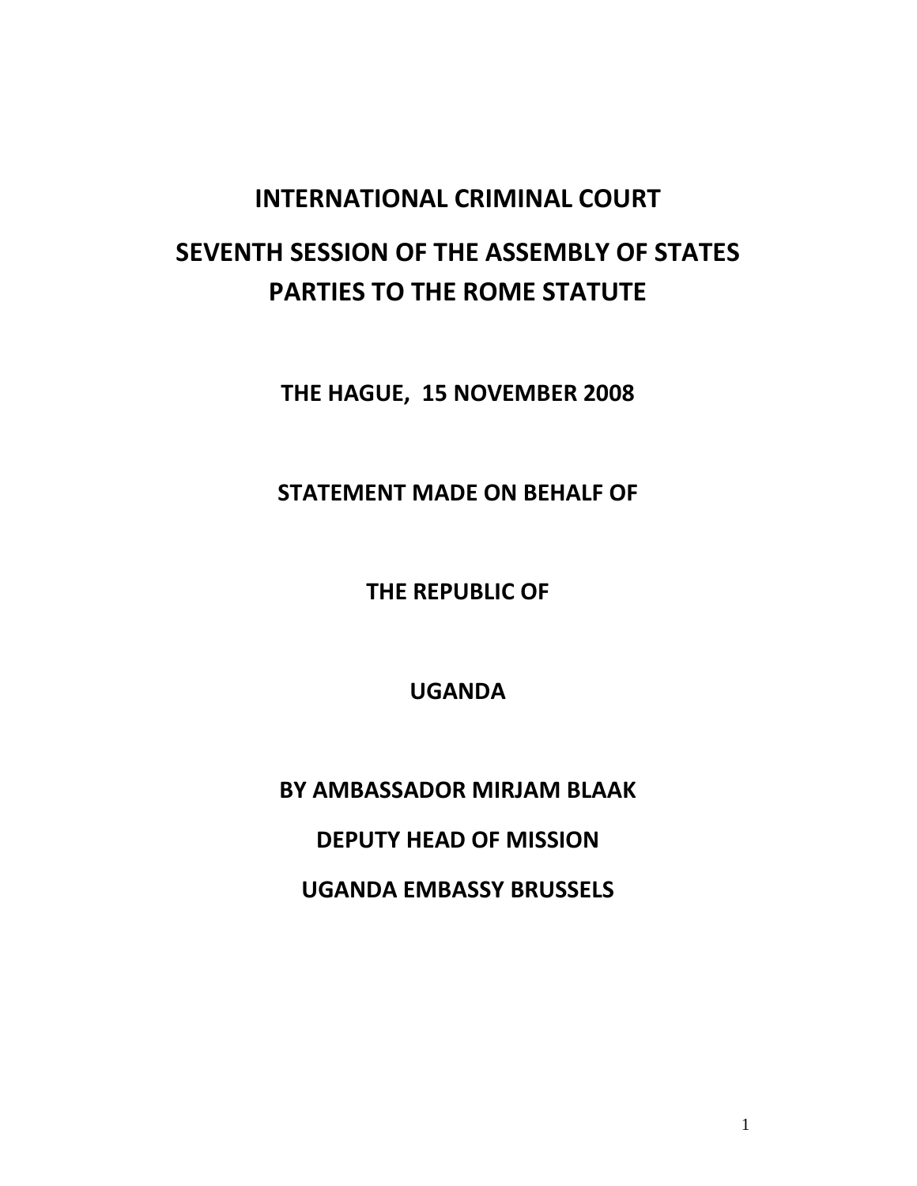# INTERNATIONAL CRIMINAL COURT

## SEVENTH SESSION OF THE ASSEMBLY OF STATES PARTIES TO THE ROME STATUTE

**THE HAGUE, 15 NOVEMBER 2008**

**STATEMENT MADE ON BEHALF OF**

**THE REPUBLIC OF**

**UGANDA**

**BY AMBASSADOR MIRJAM BLAAK**

**DEPUTY HEAD OF MISSION**

**UGANDA EMBASSY BRUSSELS**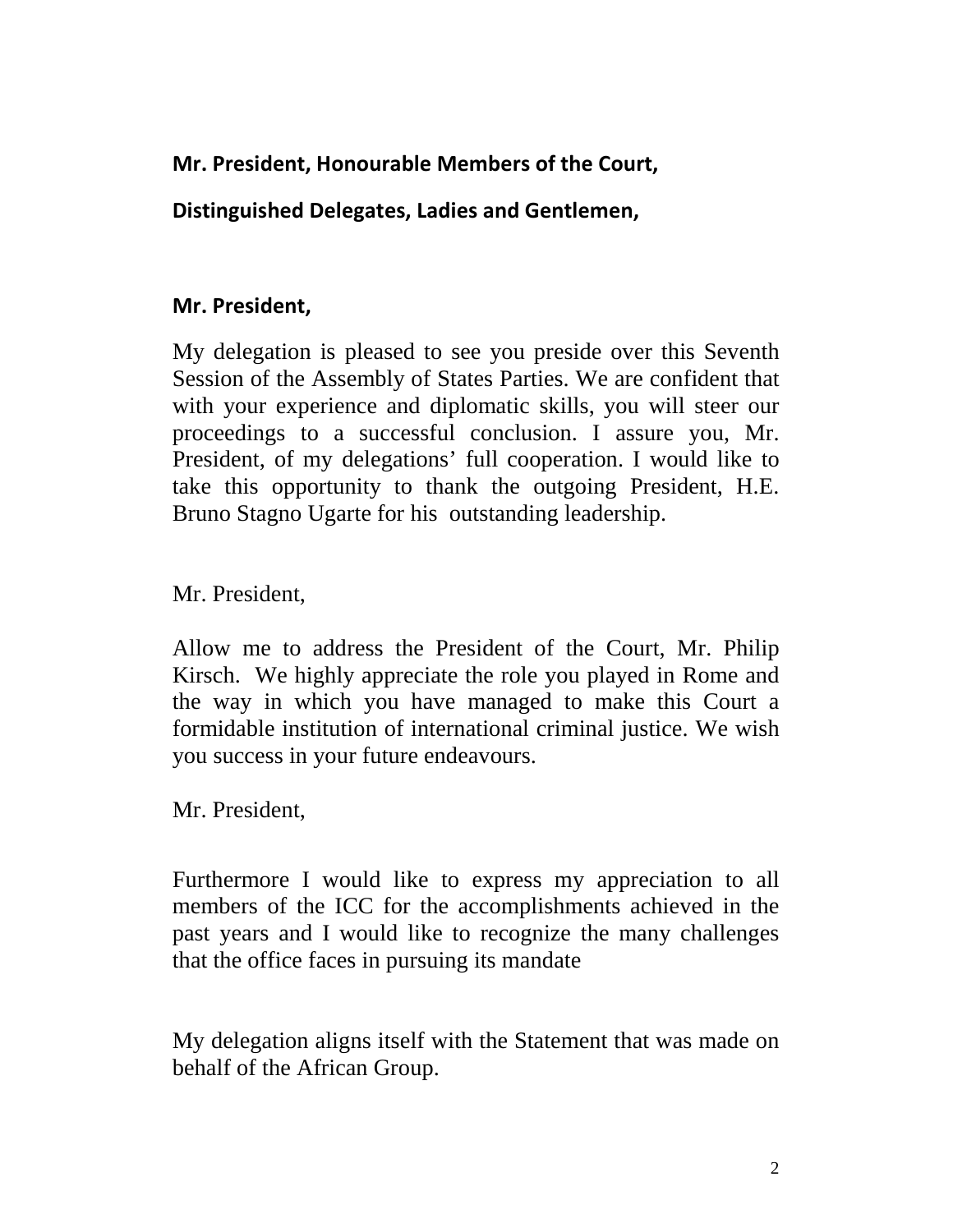**Mr. President, Honourable Members of the Court,**

**Distinguished Delegates, Ladies and Gentlemen,**

**Mr. President,**

My delegation is pleased to see you preside over this Seventh Session of the Assembly of States Parties. We are confident that with your experience and diplomatic skills, you will steer our proceedings to a successful conclusion. I assure you, Mr. President, of my delegations' full cooperation. I would like to take this opportunity to thank the outgoing President, H.E. Bruno Stagno Ugarte for his outstanding leadership.

Mr. President,

Allow me to address the President of the Court, Mr. Philip Kirsch. We highly appreciate the role you played in Rome and the way in which you have managed to make this Court a formidable institution of international criminal justice. We wish you success in your future endeavours.

Mr. President,

Furthermore I would like to express my appreciation to all members of the ICC for the accomplishments achieved in the past years and I would like to recognize the many challenges that the office faces in pursuing its mandate

My delegation aligns itself with the Statement that was made on behalf of the African Group.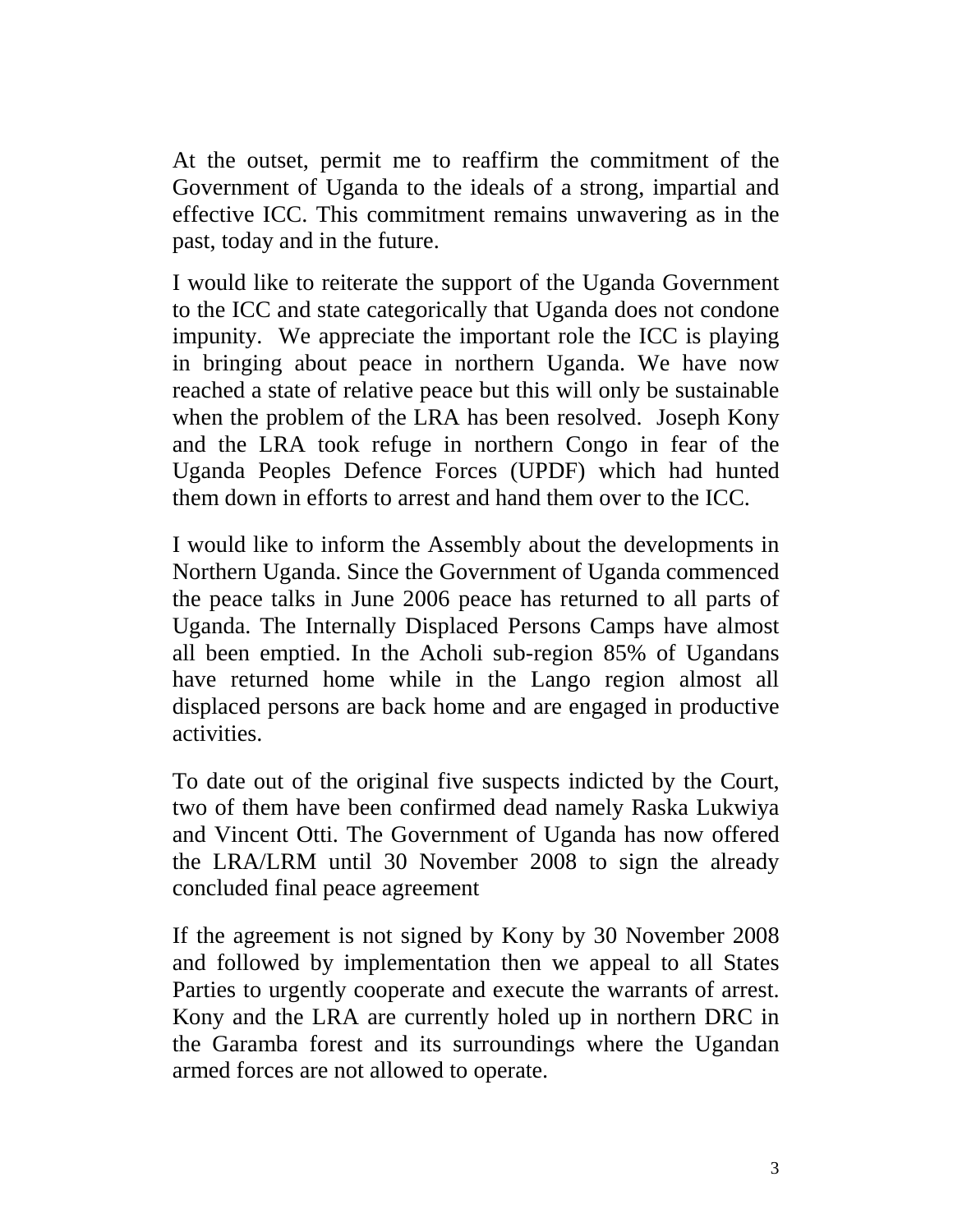At the outset, permit me to reaffirm the commitment of the Government of Uganda to the ideals of a strong, impartial and effective ICC. This commitment remains unwavering as in the past, today and in the future.

I would like to reiterate the support of the Uganda Government to the ICC and state categorically that Uganda does not condone impunity. We appreciate the important role the ICC is playing in bringing about peace in northern Uganda. We have now reached a state of relative peace but this will only be sustainable when the problem of the LRA has been resolved. Joseph Kony and the LRA took refuge in northern Congo in fear of the Uganda Peoples Defence Forces (UPDF) which had hunted them down in efforts to arrest and hand them over to the ICC.

I would like to inform the Assembly about the developments in Northern Uganda. Since the Government of Uganda commenced the peace talks in June 2006 peace has returned to all parts of Uganda. The Internally Displaced Persons Camps have almost all been emptied. In the Acholi sub-region 85% of Ugandans have returned home while in the Lango region almost all displaced persons are back home and are engaged in productive activities.

To date out of the original five suspects indicted by the Court, two of them have been confirmed dead namely Raska Lukwiya and Vincent Otti. The Government of Uganda has now offered the LRA/LRM until 30 November 2008 to sign the already concluded final peace agreement

If the agreement is not signed by Kony by 30 November 2008 and followed by implementation then we appeal to all States Parties to urgently cooperate and execute the warrants of arrest. Kony and the LRA are currently holed up in northern DRC in the Garamba forest and its surroundings where the Ugandan armed forces are not allowed to operate.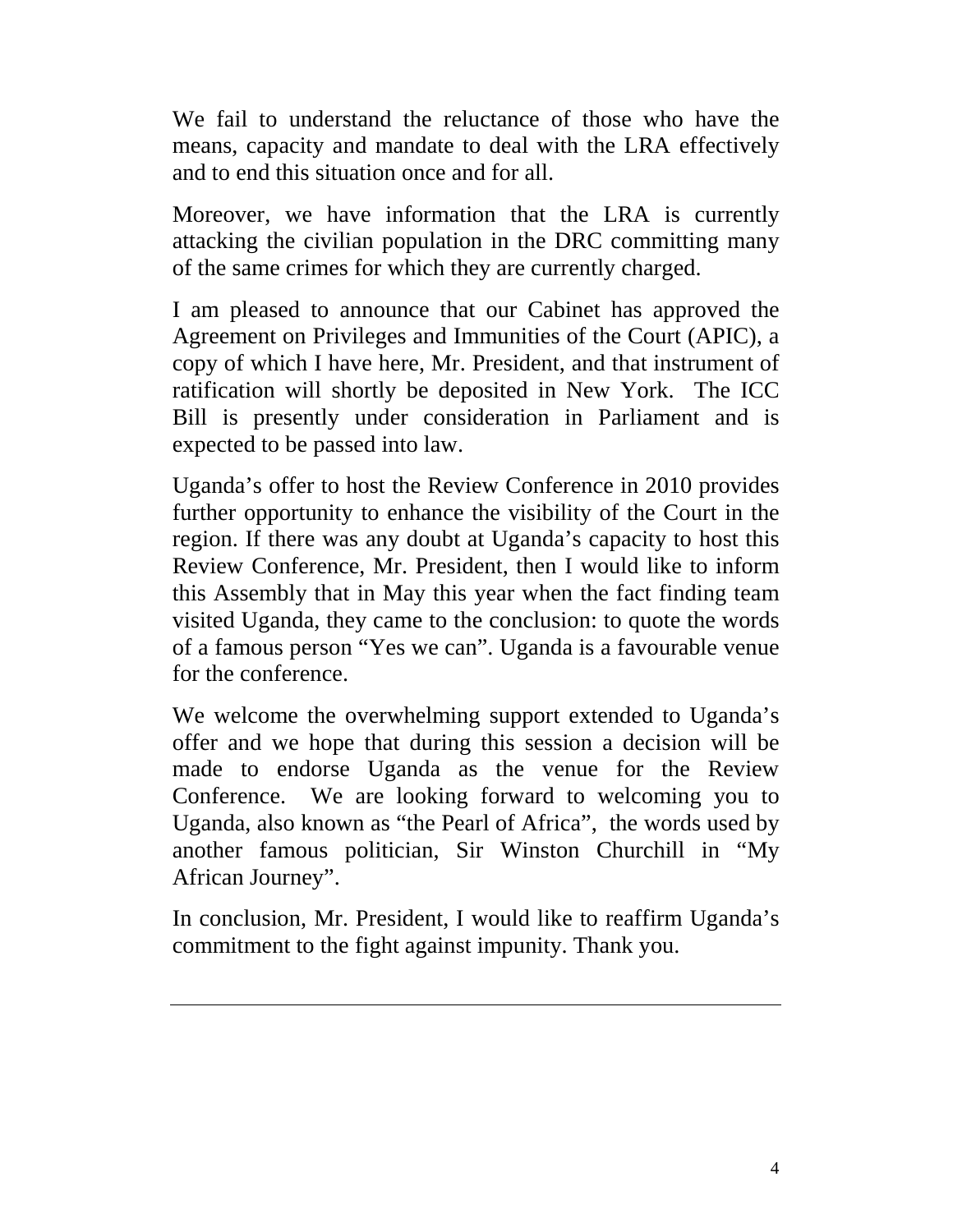We fail to understand the reluctance of those who have the means, capacity and mandate to deal with the LRA effectively and to end this situation once and for all.

Moreover, we have information that the LRA is currently attacking the civilian population in the DRC committing many of the same crimes for which they are currently charged.

I am pleased to announce that our Cabinet has approved the Agreement on Privileges and Immunities of the Court (APIC), a copy of which I have here, Mr. President, and that instrument of ratification will shortly be deposited in New York. The ICC Bill is presently under consideration in Parliament and is expected to be passed into law.

Uganda's offer to host the Review Conference in 2010 provides further opportunity to enhance the visibility of the Court in the region. If there was any doubt at Uganda's capacity to host this Review Conference, Mr. President, then I would like to inform this Assembly that in May this year when the fact finding team visited Uganda, they came to the conclusion: to quote the words of a famous person "Yes we can". Uganda is a favourable venue for the conference.

We welcome the overwhelming support extended to Uganda's offer and we hope that during this session a decision will be made to endorse Uganda as the venue for the Review Conference. We are looking forward to welcoming you to Uganda, also known as "the Pearl of Africa", the words used by another famous politician, Sir Winston Churchill in "My African Journey".

In conclusion, Mr. President, I would like to reaffirm Uganda's commitment to the fight against impunity. Thank you.

---